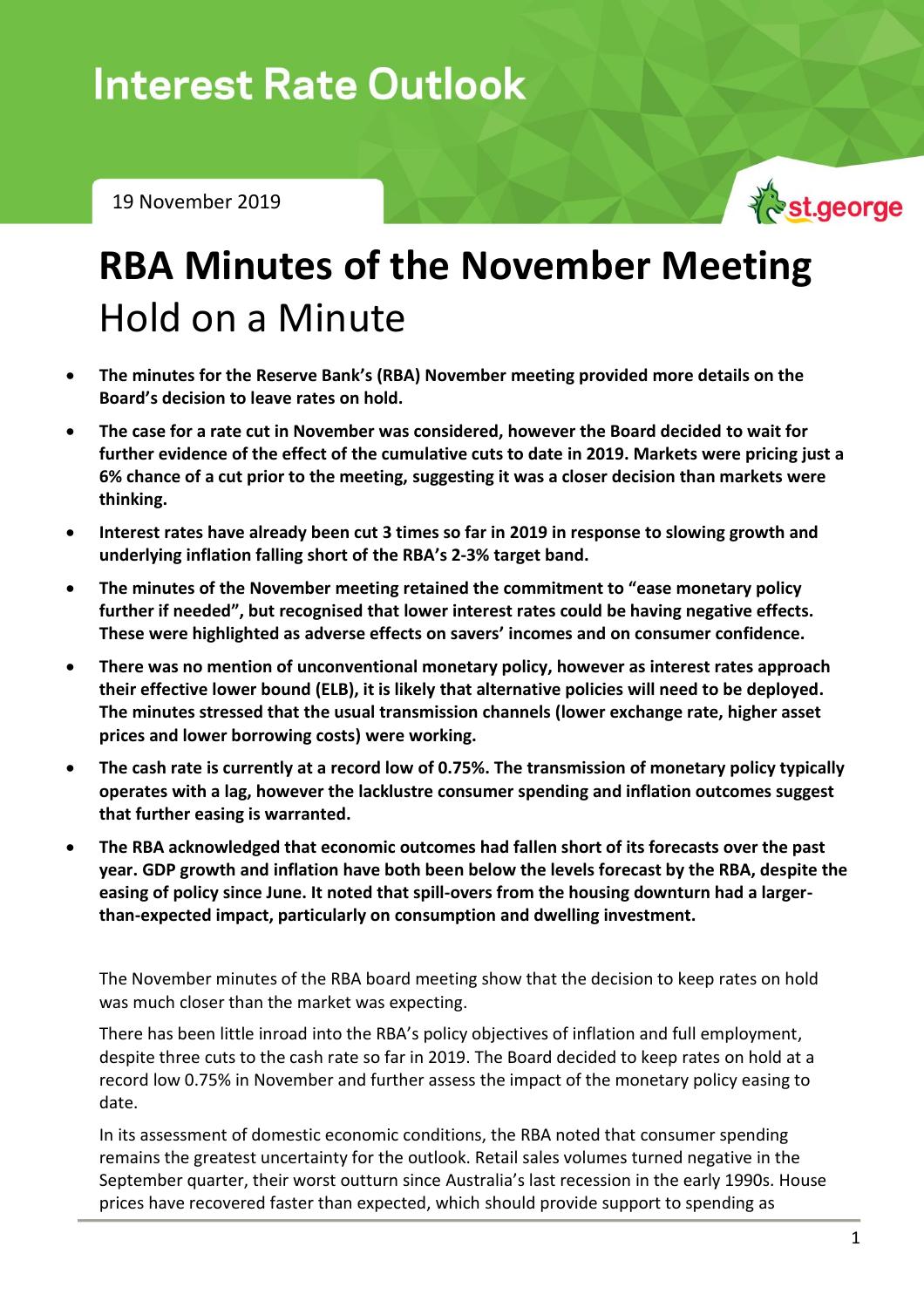# Interest Rate Outlook

19 November 2019

# RBA Minutes of the November Meeting

## Hold on a Minute

- **The minutes for the Reserve Bank's (RBA) November meeting provided more details on the Board's decision to leave rates on hold.**
- **The case for a rate cut in November was considered, however the Board decided to wait for further evidence of the effect of the cumulative cuts to date in 2019. Markets were pricing just a 6% chance of a cut prior to the meeting, suggesting it was a closer decision than markets were thinking.**
- **Interest rates have already been cut 3 times so far in 2019 in response to slowing growth and underlying inflation falling short of the RBA's 2-3% target band.**
- **The minutes of the November meeting retained the commitment to "ease monetary policy further if needed", but recognised that lower interest rates could be having negative effects. These were highlighted as adverse effects on savers' incomes and on consumer confidence.**
- **There was no mention of unconventional monetary policy, however as interest rates approach their effective lower bound (ELB), it is likely that alternative policies will need to be deployed. The minutes stressed that the usual transmission channels (lower exchange rate, higher asset prices and lower borrowing costs) were working.**
- **The cash rate is currently at a record low of 0.75%. The transmission of monetary policy typically operates with a lag, however the lacklustre consumer spending and inflation outcomes suggest that further easing is warranted.**
- **The RBA acknowledged that economic outcomes had fallen short of its forecasts over the past year. GDP growth and inflation have both been below the levels forecast by the RBA, despite the easing of policy since June. It noted that spill-overs from the housing downturn had a larger-than-expected impact, particularly on consumption and dwelling investment.**

The November minutes of the RBA board meeting show that the decision to keep rates on hold was much closer than the market was expecting.

There has been little inroad into the RBA's policy objectives of inflation and full employment, despite three cuts to the cash rate so far in 2019. The Board decided to keep rates on hold at a record low 0.75% in November and further assess the impact of the monetary policy easing to date.

In its assessment of domestic economic conditions, the RBA noted that consumer spending remains the greatest uncertainty for the outlook. Retail sales volumes turned negative in the September quarter, their worst outturn since Australia's last recession in the early 1990s. House prices have recovered faster than expected, which should provide support to spending as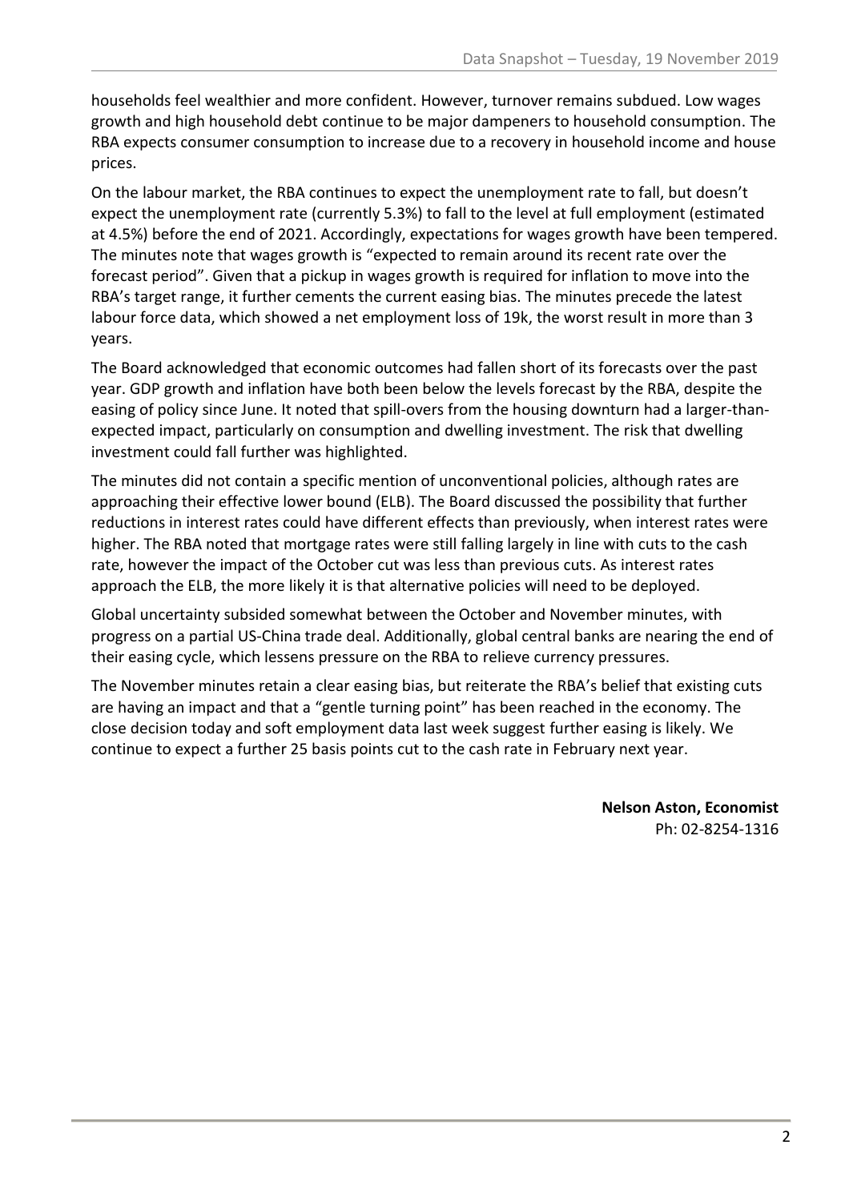households feel wealthier and more confident. However, turnover remains subdued. Low wages growth and high household debt continue to be major dampeners to household consumption. The RBA expects consumer consumption to increase due to a recovery in household income and house prices.

On the labour market, the RBA continues to expect the unemployment rate to fall, but doesn't expect the unemployment rate (currently 5.3%) to fall to the level at full employment (estimated at 4.5%) before the end of 2021. Accordingly, expectations for wages growth have been tempered. The minutes note that wages growth is "expected to remain around its recent rate over the forecast period". Given that a pickup in wages growth is required for inflation to move into the RBA's target range, it further cements the current easing bias. The minutes precede the latest labour force data, which showed a net employment loss of 19k, the worst result in more than 3 years.

The Board acknowledged that economic outcomes had fallen short of its forecasts over the past year. GDP growth and inflation have both been below the levels forecast by the RBA, despite the easing of policy since June. It noted that spill-overs from the housing downturn had a larger-than-expected impact, particularly on consumption and dwelling investment. The risk that dwelling investment could fall further was highlighted.

The minutes did not contain a specific mention of unconventional policies, although rates are approaching their effective lower bound (ELB). The Board discussed the possibility that further reductions in interest rates could have different effects than previously, when interest rates were higher. The RBA noted that mortgage rates were still falling largely in line with cuts to the cash rate, however the impact of the October cut was less than previous cuts. As interest rates approach the ELB, the more likely it is that alternative policies will need to be deployed.

Global uncertainty subsided somewhat between the October and November minutes, with progress on a partial US-China trade deal. Additionally, global central banks are nearing the end of their easing cycle, which lessens pressure on the RBA to relieve currency pressures.

The November minutes retain a clear easing bias, but reiterate the RBA's belief that existing cuts are having an impact and that a "gentle turning point" has been reached in the economy. The close decision today and soft employment data last week suggest further easing is likely. We continue to expect a further 25 basis points cut to the cash rate in February next year.

**Nelson Aston, Economist**
Ph: 02-8254-1316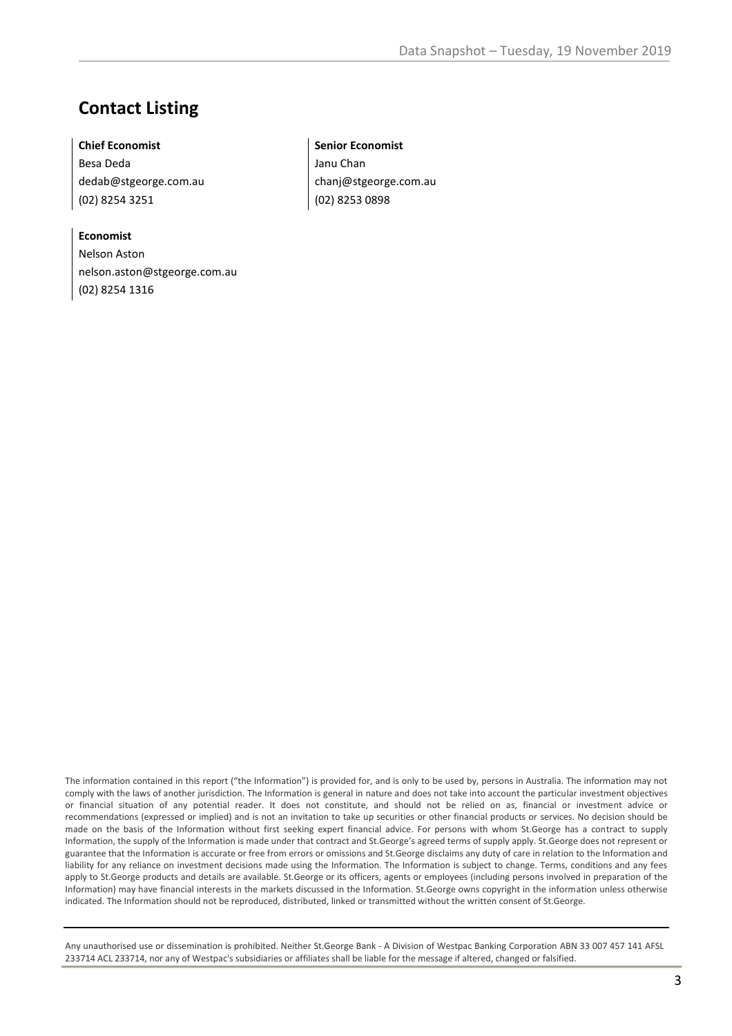# Contact Listing

**Chief Economist**
Besa Deda
dedab@stgeorge.com.au
(02) 8254 3251

**Senior Economist**
Janu Chan
chanj@stgeorge.com.au
(02) 8253 0898

**Economist**
Nelson Aston
nelson.aston@stgeorge.com.au
(02) 8254 1316

The information contained in this report ("the Information") is provided for, and is only to be used by, persons in Australia. The information may not comply with the laws of another jurisdiction. The Information is general in nature and does not take into account the particular investment objectives or financial situation of any potential reader. It does not constitute, and should not be relied on as, financial or investment advice or recommendations (expressed or implied) and is not an invitation to take up securities or other financial products or services. No decision should be made on the basis of the Information without first seeking expert financial advice. For persons with whom St.George has a contract to supply Information, the supply of the Information is made under that contract and St.George's agreed terms of supply apply. St.George does not represent or guarantee that the Information is accurate or free from errors or omissions and St.George disclaims any duty of care in relation to the Information and liability for any reliance on investment decisions made using the Information. The Information is subject to change. Terms, conditions and any fees apply to St.George products and details are available. St.George or its officers, agents or employees (including persons involved in preparation of the Information) may have financial interests in the markets discussed in the Information. St.George owns copyright in the information unless otherwise indicated. The Information should not be reproduced, distributed, linked or transmitted without the written consent of St.George.

Any unauthorised use or dissemination is prohibited. Neither St.George Bank - A Division of Westpac Banking Corporation ABN 33 007 457 141 AFSL 233714 ACL 233714, nor any of Westpac's subsidiaries or affiliates shall be liable for the message if altered, changed or falsified.